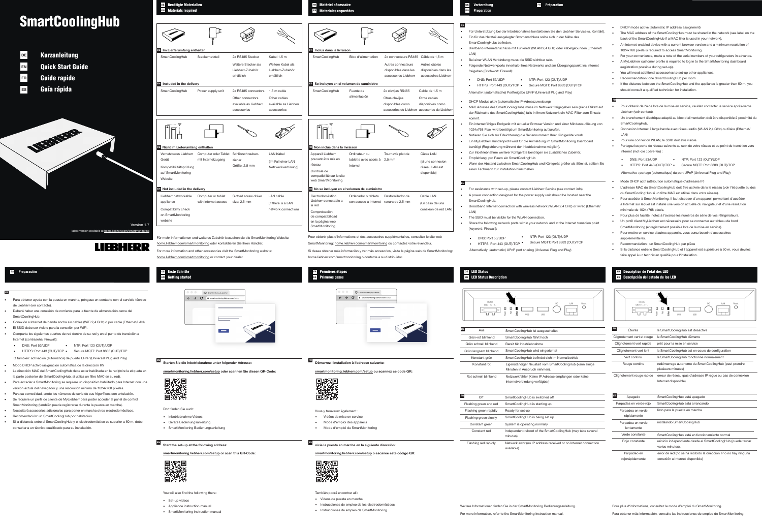# SmartCoolingHub

DE **Kurzanleitung**

EN **Quick Start Guide**

FR **Guide rapide**

ES **Guía rápida**

Version 1.7

latest version available at home.liebherr.com/smartmonitoring

LIEBHERR

## DE Benötigte Materialien / EN Materials required

### DE Im Lierferumfang enthalten

| | | | |
|---|---|---|---|
| SmartCoolingHub | Steckernetzteil | 2x RS485 Stecker<br>Weitere Stecker als Liebherr-Zubehör erhältlich | Kabel 1.5 m<br>Weitere Kabel als Liebherr-Zubehör erhältlich |

### EN Included in the delivery

| | | | |
|---|---|---|---|
| SmartCoolingHub | Power supply unit | 2x RS485 connectors<br>Other connectors available as Liebherr accessories | 1.5 m cable<br>Other cables available as Liebherr accessories |

### DE Nicht im Lieferumfang enthalten

| | | | |
|---|---|---|---|
| Vernetzbares Liebherr Gerät<br>Kompatibilitätsprüfung auf SmartMonitoring Website | Computer oder Tablet mit Internetzugang | Schlitzschraubenzieher Größe: 2,5 mm | LAN Kabel (Im Fall einer LAN Netzwerkverbindung) |

### EN Not included in the delivery

| | | | |
|---|---|---|---|
| Liebherr networkable appliance<br>Compatibility check on SmartMonitoring website | Computer or tablet with internet access | Slotted screw driver size: 2,5 mm | LAN cable (If there is a LAN network connection) |

Für mehr Informationen und weiteres Zubehör besuchen sie die SmartMonitoring Website: home.liebherr.com/smartmonitoring oder kontaktieren Sie Ihren Händler.

For more information and other accessories visit the SmartMonitoring website: home.liebherr.com/smartmonitoring or contact your dealer.

## FR Matériel nécessaire / ES Materiales requeridos

### FR Inclus dans la livraison

| | | | |
|---|---|---|---|
| SmartCoolingHub | Bloc d'alimentation | 2x connecteurs RS485<br>Autres connecteurs disponibles dans les accessoires Liebherr | Câble de 1,5 m<br>Autres câbles disponibles dans les accessoires Liebherr |

### ES Se incluyen en el volumen de suministro

| | | | |
|---|---|---|---|
| SmartCoolingHub | Fuente de alimentación | 2x clavijas RS485<br>Otras clavijas disponibles como accesorios de Liebherr | Cable de 1,5 m<br>Otros cables disponibles como accesorios de Liebherr |

### FR Non inclus dans la livraison

| | | | |
|---|---|---|---|
| Appareil Liebherr pouvant être mis en réseau<br>Contrôle de compatibilité sur le site web SmartMonitoring | Ordinateur ou tablette avec accès à Internet | Tournevis plat de 2,5 mm | Câble LAN (si une connexion réseau LAN est disponible) |

### ES No se incluyen en el volumen de suministro

| | | | |
|---|---|---|---|
| Electrodoméstico Liebherr conectable a la red<br>Comprobación de compatibilidad en la página web SmartMonitoring | Ordenador o tableta con acceso a Internet | Destornillador de ranura de 2,5 mm | Cable LAN (En caso de una conexión de red LAN) |

Pour obtenir plus d'informations et des accessoires supplémentaires, consultez le site web SmartMonitoring: home.liebherr.com/smartmonitoring ou contactez votre revendeur.

Si deseas obtener más información y ver más accesorios, visita la página web de SmartMonitoring: home.liebherr.com/smartmonitoring o contacte a su distribuidor.

## DE Vorbereitung / EN Preparation / FR Préparation

**DE**

- Für Unterstützung bei der Inbetriebnahme kontaktieren Sie den Liebherr Service (s. Kontakt).
- Ein für das Netzteil ausgelegter Stromanschluss sollte sich in der Nähe des SmartCoolingHubs befinden.
- Breitband-Internetanschluss mit Funknetz (WLAN 2,4 GHz) oder kabelgebunden (Ethernet/ LAN)
- Bei einer WLAN Verbindung muss die SSID sichtbar sein.
- Folgende Netzwerkports innerhalb Ihres Netzwerks und am Übergangspunkt ins Internet freigeben (Stichwort: Firewall):
  - DNS: Port 53/UDP
  - NTP: Port 123 (OUT)/UDP
  - HTTPS: Port 443 (OUT)/TCP
  - Secure MQTT: Port 8883 (OUT)/TCP

  Alternativ: (automatische) Portfreigabe UPnP (Universal Plug and Play)
- DHCP Modus aktiv (automatische IP-Adresszuweisung)
- MAC Adresse des SmartCoolingHubs muss im Netzwerk freigegeben sein (siehe Etikett auf der Rückseite des SmartCoolingHubs) falls in Ihrem Netzwerk ein MAC-Filter zum Einsatz kommt.
- Ein internetfähiges Endgerät mit aktueller Browser Version und einer Mindestauflösung von 1024x768 Pixel wird benötigt um SmartMonitoring aufzurufen.
- Notieren Sie sich zur Erleichterung die Seriennummern Ihrer Kühlgeräte vorab
- Ein MyLiebherr Kundenprofil wird für die Anmeldung im SmartMonitoring Dashboard benötigt (Registrierung während der Inbetriebnahme möglich).
- Zur Inbetriebnahme weiterer Kühlgeräte benötigen sie zusätzliches Zubehör.
- Empfehlung: pro Raum ein SmartCoolingHub
- Wenn der Abstand zwischen SmartCoolingHub und Kühlgerät größer als 50m ist, sollten Sie einen Fachmann zur Installation hinzuziehen.

**EN**

- For assistance with set-up, please contact Liebherr Service (see contact info).
- A power connection designed for the power supply unit should be located near the SmartCoolingHub.
- Broadband Internet connection with wireless network (WLAN 2.4 GHz) or wired (Ethernet/ LAN)
- The SSID must be visible for the WLAN connection.
- Share the following network ports within your network and at the Internet transition point (keyword: Firewall):
  - DNS: Port 53/UDP
  - NTP: Port 123 (OUT)/UDP
  - HTTPS: Port 443 (OUT)/TCP
  - Secure MQTT: Port 8883 (OUT)/TCP

  Alternatively: (automatic) UPnP port sharing (Universal Plug and Play)
- DHCP mode active (automatic IP address assignment)
- The MAC address of the SmartCoolingHub must be shared in the network (see label on the back of the SmartCoolingHub) if a MAC filter is used in your network).
- An Internet-enabled device with a current browser version and a minimum resolution of 1024x768 pixels is required to access SmartMonitoring.
- For your convenience, make a note of the serial numbers of your refrigerators in advance.
- A MyLiebherr customer profile is required to log in to the SmartMonitoring dashboard (registration possible during set-up).
- You will need additional accessories to set-up other appliances.
- Recommendation: one SmartCoolingHub per room
- If the distance between the SmartCoolingHub and the appliance is greater than 50 m, you should consult a qualified technician for installation.

**FR**

- Pour obtenir de l'aide lors de la mise en service, veuillez contacter le service après-vente Liebherr (voir contact).
- Un branchement électrique adapté au bloc d'alimentation doit être disponible à proximité du SmartCoolingHub.
- Connexion Internet à large bande avec réseau radio (WLAN 2,4 GHz) ou filaire (Ethernet/ LAN)
- Pour une connexion WLAN, le SSID doit être visible.
- Partagez les ports de réseau suivants au sein de votre réseau et au point de transition vers Internet (mot-clé : pare-feu) :
  - DNS: Port 53/UDP
  - NTP: Port 123 (OUT)/UDP
  - HTTPS: Port 443 (OUT)/TCP
  - Secure MQTT: Port 8883 (OUT)/TCP

  Alternative : partage (automatique) du port UPnP (Universal Plug and Play)
- Mode DHCP actif (attribution automatique d'adresses IP)
- L'adresse MAC du SmartCoolingHub doit être activée dans le réseau (voir l'étiquette au dos du SmartCoolingHub si un filtre MAC est utilisé dans votre réseau).
- Pour accéder à SmartMonitoring, il faut disposer d'un appareil permettant d'accéder à Internet sur lequel est installé une version actuelle du navigateur et d'une résolution minimale de 1024x768 pixels.
- Pour plus de facilité, notez à l'avance les numéros de série de vos réfrigérateurs.
- Un profil client MyLiebherr est nécessaire pour se connecter au tableau de bord SmartMonitoring (enregistrement possible lors de la mise en service).
- Pour mettre en service d'autres appareils, vous aurez besoin d'accessoires supplémentaires.
- Recommandation : un SmartCoolingHub par pièce
- Si la distance entre le SmartCoolingHub et l'appareil est supérieure à 50 m, vous devriez faire appel à un technicien qualifié pour l'installation.

## ES Preparación

**ES**

- Para obtener ayuda con la puesta en marcha, póngase en contacto con el servicio técnico de Liebherr (ver contacto).
- Deberá haber una conexión de corriente para la fuente de alimentación cerca del SmartCoolingHub.
- Conexión a Internet de banda ancha sin cables (WiFi 2,4 GHz) o por cable (Ethernet/LAN)
- El SSID debe ser visible para la conexión por WiFi.
- Comparta los siguientes puertos de red dentro de su red y en el punto de transición a Internet (contraseña: Firewall):
  - DNS: Port 53/UDP
  - NTP: Port 123 (OUT)/UDP
  - HTTPS: Port 443 (OUT)/TCP
  - Secure MQTT: Port 8883 (OUT)/TCP

  O también: activación (automática) de puerto UPnP (Universal Plug and Play)
- Modo DHCP activo (asignación automática de la dirección IP)
- La dirección MAC del SmartCoolingHub debe estar habilitada en la red (mire la etiqueta en la parte posterior del SmartCoolingHub, si utiliza un filtro MAC en su red).
- Para acceder a SmartMonitoring se requiere un dispositivo habilitado para Internet con una versión actual del navegador y una resolución mínima de 1024x768 píxeles.
- Para su comodidad, anote los números de serie de sus frigoríficos con antelación.
- Se requiere un perfil de cliente de MyLiebherr para poder acceder al panel de control SmartMonitoring (también puede registrarse durante la puesta en marcha).
- Necesitará accesorios adicionales para poner en marcha otros electrodomésticos.
- Recomendación: un SmartCoolingHub por habitación
- Si la distancia entre el SmartCoolingHub y el electrodoméstico es superior a 50 m, debe consultar a un técnico cualificado para su instalación.

## DE Erste Schritte / EN Getting started

**DE** Starten Sie die Inbetriebnahme unter folgender Adresse:

**smartmonitoring.liebherr.com/setup oder scannen Sie diesen QR-Code:**

Dort finden Sie auch:

- Inbetriebnahme Videos
- Geräte Bedienungsanleitung
- SmartMonitoring Bedienungsanleitung

**EN** Start the set-up at the following address:

**smartmonitoring.liebherr.com/setup or scan this QR-Code:**

You will also find the following there:

- Set-up videos
- Appliance instruction manual
- SmartMonitoring instruction manual

## FR Premières étapes / ES Primeros pasos

**FR** Démarrez l'installation à l'adresse suivante:

**smartmonitoring.liebherr.com/setup ou scannez ce code QR:**

Vous y trouverez également :

- Vidéos de mise en service
- Mode d'emploi des appareils
- Mode d'emploi du SmartMonitoring

**ES** nicie la puesta en marcha en la siguiente dirección:

**smartmonitoring.liebherr.com/setup o escanee este código QR:**

También podrá encontrar allí:

- Vídeos de puesta en marcha
- Instrucciones de empleo de los electrodomésticos
- Instrucciones de empleo de SmartMonitoring

## DE LED Status / EN LED Status Description

**DE**

| | |
|---|---|
| Aus | SmartCoolingHub ist ausgeschaltet |
| Grün-rot blinkend | SmartCoolingHub fährt hoch |
| Grün schnell blinkend | Bereit für Inbetriebnahme |
| Grün langsam blinkend | SmartCoolingHub wird eingerichtet |
| Konstant grün | SmartCoolingHub befindet sich im Normalbetrieb |
| Konstant rot | Eigenständiger Neustart vom SmartCoolingHub (kann einige Minuten in Anspruch nehmen). |
| Rot schnell blinkend | Netzwerkfehler (Keine IP Adresse empfangen oder keine Internetverbindung verfügbar) |

**EN**

| | |
|---|---|
| Off | SmartCoolingHub is switched off |
| Flashing green and red | SmartCoolingHub is starting up |
| Flashing green rapidly | Ready for set-up |
| Flashing green slowly | SmartCoolingHub is being set up |
| Constant green | System is operating normally |
| Constant red | Independent reboot of the SmartCoolingHub (may take several minutes). |
| Flashing red rapidly | Network error (no IP address received or no Internet connection available) |

Weitere Informationen finden Sie in der SmartMonitoring Bedienungsanleitung.

For more information, refer to the SmartMonitoring instruction manual.

## FR Description de l'état des LED / ES Descripción del estado de los LED

**FR**

| | |
|---|---|
| Éteinte | le SmartCoolingHub est désactivé |
| Clignotement vert et rouge | le SmartCoolingHub démarre |
| Clignotement vert rapide | prêt pour la mise en service |
| Clignotement vert lent | le SmartCoolingHub est en cours de configuration |
| Vert continu | le SmartCoolingHub fonctionne normalement |
| Rouge continu | redémarrage autonome du SmartCoolingHub (peut prendre plusieurs minutes) |
| Clignotement rouge rapide | erreur de réseau (pas d'adresse IP reçue ou pas de connexion Internet disponible) |

**ES**

| | |
|---|---|
| Apagado | SmartCoolingHub está apagado |
| Parpadea en verde-rojo | SmartCoolingHub está arrancando |
| Parpadea en verde rápidamente | listo para la puesta en marcha |
| Parpadea en verde lentamente | instalando SmartCoolingHub |
| Verde constante | SmartCoolingHub está en funcionamiento normal |
| Rojo constante | reinicio independiente desde el SmartCoolingHub (puede tardar varios minutos). |
| Parpadeo en rojorápidamente | error de red (no se ha recibido la dirección IP o no hay ninguna conexión a Internet disponible) |

Pour plus d'informations, consultez le mode d'emploi du SmartMonitoring.

Para obtener más información, consulte las instrucciones de empleo de SmartMonitoring.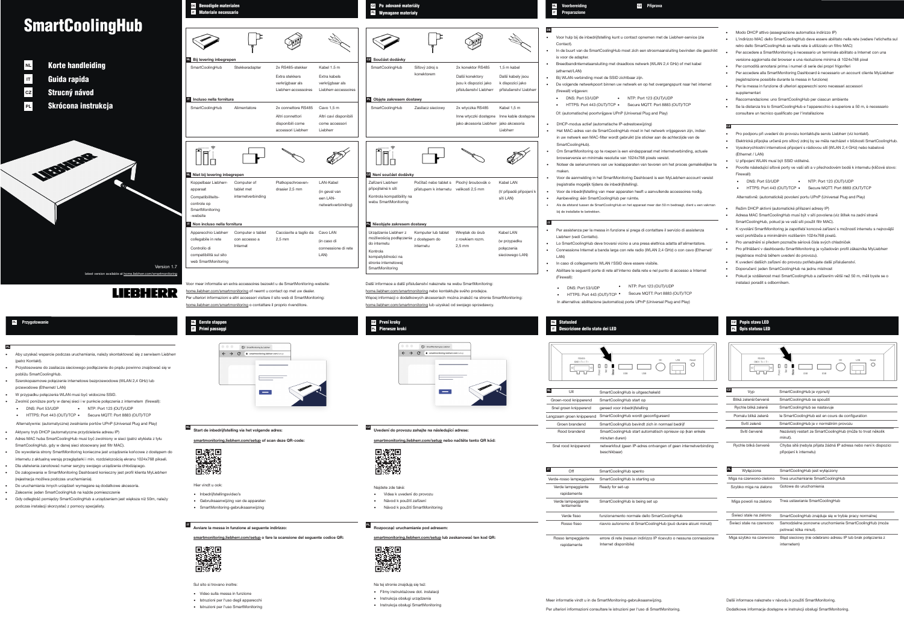# SmartCoolingHub

NL **Korte handleiding**

IT **Guida rapida**

CZ **Strucný návod**

PL **Skrócona instrukcja**

Version 1.7

latest version available at home.liebherr.com/smartmonitoring

LIEBHERR

## NL Benodigde materialen
## IT Materiale necessario

### NL Bij levering inbegrepen

| | | | |
|---|---|---|---|
| SmartCoolingHub | Stekkeradapter | 2x RS485-stekker<br>Extra stekkers verkrijgbaar als Liebherr-accessoires | Kabel 1,5 m<br>Extra kabels verkrijgbaar als Liebherr-accessoires |

### IT Incluso nella fornitura

| | | | |
|---|---|---|---|
| SmartCoolingHub | Alimentatore | 2x connettore RS485<br>Altri connettori disponibili come accessori Liebherr | Cavo 1,5 m<br>Altri cavi disponibili come accessori Liebherr |

### NL Niet bij levering inbegrepen

| | | | |
|---|---|---|---|
| Koppelbaar Liebherr-apparaat<br>Compatibiliteits-controle op SmartMonitoring -website | Computer of tablet met internetverbinding | Platkopschroeven-draaier 2,5 mm | LAN-Kabel<br>(in geval van een LAN-netwerkverbinding) |

### IT Non incluso nella fornitura

| | | | |
|---|---|---|---|
| Apparecchio Liebherr collegabile in rete<br>Controllo di compatibilità sul sito web SmartMonitoring | Computer o tablet con accesso a Internet | Cacciavite a taglio da 2,5 mm | Cavo LAN<br>(in caso di connessione di rete LAN) |

Voor meer informatie en extra accessoires bezoekt u de SmartMonitoring-website: home.liebherr.com/smartmonitoring of neemt u contact op met uw dealer.

Per ulteriori informazioni e altri accessori visitare il sito web di SmartMonitoring: home.liebherr.com/smartmonitoring o contattare il proprio rivenditore.

## CZ Po adované materiály
## PL Wymagane materiały

### CZ Součást dodávky

| | | | |
|---|---|---|---|
| SmartCoolingHub | Síťový zdroj s konektorem | 2x konektor RS485<br>Další konektory jsou k dispozici jako příslušenství Liebherr | 1,5 m kabel<br>Další kabely jsou k dispozici jako příslušenství Liebherr |

### PL Objęte zakresem dostawy

| | | | |
|---|---|---|---|
| SmartCoolingHub | Zasilacz sieciowy | 2x wtyczka RS485<br>Inne wtyczki dostępne jako akcesoria Liebherr | Kabel 1,5 m<br>Inne kable dostępne jako akcesoria Liebherr |

### CZ Není součást dodávky

| | | | |
|---|---|---|---|
| Zařízení Liebherr připojitelné k síti<br>Kontrola kompatibility na webu SmartMonitoring | Počítač nebo tablet s přístupem k internetu | Plochý šroubovák o velikosti 2,5 mm | Kabel LAN<br>(V případě připojení k síti LAN) |

### PL Nieobjęte zakresem dostawy

| | | | |
|---|---|---|---|
| Urządzenie Liebherr z możliwością podłączenia do internetu<br>Kontrola kompatybilności na stronie internetowej SmartMonitoring | Komputer lub tablet z dostępem do internetu | Wkrętak do śrub z rowkiem rozm. 2,5 mm | Kabel LAN<br>(w przypadku połączenia sieciowego LAN) |

Další informace a další příslušenství naleznete na webu SmartMonitoring: home.liebherr.com/smartmonitoring nebo kontaktujte svého prodejce.

Więcej informacji o dodatkowych akcesoriach można znaleźć na stronie SmartMonitoring: home.liebherr.com/smartmonitoring lub uzyskać od swojego sprzedawcy.

## NL Voorbereiding
## IT Preparazione

**NL**

- Voor hulp bij de inbedrijfstelling kunt u contact opnemen met de Liebherr-service (zie Contact).
- In de buurt van de SmartCoolingHub moet zich een stroomaansluiting bevinden die geschikt is voor de adapter.
- Breedbandinternetaansluiting met draadloos netwerk (WLAN 2,4 GHz) of met kabel (ethernet/LAN)
- Bij WLAN-verbinding moet de SSID zichtbaar zijn.
- De volgende netwerkpoort binnen uw netwerk en op het overgangspunt naar het internet (firewall) vrijgeven:
  - DNS: Port 53/UDP
  - NTP: Port 123 (OUT)/UDP
  - HTTPS: Port 443 (OUT)/TCP
  - Secure MQTT: Port 8883 (OUT)/TCP

  Of: (automatische) poortvrijgave UPnP (Universal Plug and Play)
- DHCP-modus actief (automatische IP-adrestoewijzing)
- Het MAC-adres van de SmartCoolingHub moet in het netwerk vrijgegeven zijn, indien in uw netwerk een MAC-filter wordt gebruikt (zie sticker aan de achterzijde van de SmartCoolingHub).
- Om SmartMonitoring op te roepen is een eindapparaat met internetverbinding, actuele browserversie en minimale resolutie van 1024x768 pixels vereist.
- Noteer de serienummers van uw koelapparaten van tevoren om het proces gemakkelijker te maken.
- Voor de aanmelding in het SmartMonitoring Dashboard is een MyLiebherr-account vereist (registratie mogelijk tijdens de inbedrijfstelling).
- Voor de inbedrijfstelling van meer apparaten heeft u aanvullende accessoires nodig.
- Aanbeveling: één SmartCoolingHub per ruimte.
- Als de afstand tussen de SmartCoolingHub en het apparaat meer dan 50 m bedraagt, dient u een vakman bij de installatie te betrekken.

**IT**

- Per assistenza per la messa in funzione si prega di contattare il servizio di assistenza Liebherr (vedi Contatto).
- Lo SmartCoolingHub deve trovarsi vicino a una presa elettrica adatta all'alimentatore.
- Connessione Internet a banda larga con rete radio (WLAN 2,4 GHz) o con cavo (Ethernet/LAN)
- In caso di collegamento WLAN l'SSID deve essere visibile.
- Abilitare le seguenti porte di rete all'interno della rete e nel punto di accesso a Internet (Firewall):
  - DNS: Port 53/UDP
  - NTP: Port 123 (OUT)/UDP
  - HTTPS: Port 443 (OUT)/TCP
  - Secure MQTT: Port 8883 (OUT)/TCP

  In alternativa: abilitazione (automatica) porte UPnP (Universal Plug and Play)
- Modo DHCP attivo (assegnazione automatica indirizzo IP)
- L'indirizzo MAC dello SmartCoolingHub deve essere abilitato nella rete (vedere l'etichetta sul retro dello SmartCoolingHub) se nella rete è utilizzato un filtro MAC)
- Per accedere a SmartMonitoring è necessario un terminale abilitato a Internet con una versione aggiornata del browser e una risoluzione minima di 1024x768 pixel
- Per comodità annotarsi prima i numeri di serie dei propri frigoriferi
- Per accedere alla SmartMonitoring Dashboard è necessario un account cliente MyLiebherr (registrazione possibile durante la messa in funzione)
- Per la messa in funzione di ulteriori apparecchi sono necessari accessori supplementari
- Raccomandazione: uno SmartCoolingHub per ciascun ambiente
- Se la distanza tra lo SmartCoolingHub e l'apparecchio è superiore a 50 m, è necessario consultare un tecnico qualificato per l'installazione

## CZ Příprava

**CZ**

- Pro podporu při uvedení do provozu kontaktujte servis Liebherr (viz kontakt).
- Elektrická přípojka určená pro síťový zdroj by se měla nacházet v blízkosti SmartCoolingHub.
- Vysokorychlostní internetové připojení s rádiovou sítí (WLAN 2,4 GHz) nebo kabelové (Ethernet / LAN)
- U připojení WLAN musí být SSID viditelné.
- Povolte následující síťové porty ve vaší síti a v přechodovém bodě k internetu (klíčové slovo: Firewall):
  - DNS: Port 53/UDP
  - NTP: Port 123 (OUT)/UDP
  - HTTPS: Port 443 (OUT)/TCP
  - Secure MQTT: Port 8883 (OUT)/TCP

  Alternativně: (automatické) povolení portu UPnP (Universal Plug and Play)
- Režim DHCP aktivní (automatické přiřazení adresy IP)
- Adresa MAC SmartCoolingHub musí být v síti povolena (viz štítek na zadní straně SmartCoolingHub, pokud je ve vaší síti použit filtr MAC).
- K vyvolání SmartMonitoring je zapotřebí koncové zařízení s možností internetu s nejnovější verzí prohlížeče a minimálním rozlišením 1024x768 pixelů.
- Pro usnadnění si předem poznačte sériová čísla svých chladniček
- Pro přihlášení v dashboardu SmartMonitoring je vyžadován profil zákazníka MyLiebherr (registrace možná během uvedení do provozu).
- K uvedení dalších zařízení do provozu potřebujete další příslušenství.
- Doporučení: jeden SmartCoolingHub na jednu místnost
- Pokud je vzdálenost mezi SmartCoolingHub a zařízením větší než 50 m, měli byste se o instalaci poradit s odborníkem.

## PL Przygotowanie

**PL**

- Aby uzyskać wsparcie podczas uruchamiania, należy skontaktować się z serwisem Liebherr (patrz Kontakt).
- Przystosowane do zasilacza sieciowego podłączenie do prądu powinno znajdować się w pobliżu SmartCoolingHub.
- Szerokopasmowe połączenie internetowe bezprzewodowe (WLAN 2,4 GHz) lub przewodowe (Ethernet/ LAN)
- W przypadku połączenia WLAN musi być widoczne SSID.
- Zwolnić poniższe porty w danej sieci i w punkcie połączenia z internetem (firewall):
  - DNS: Port 53/UDP
  - NTP: Port 123 (OUT)/UDP
  - HTTPS: Port 443 (OUT)/TCP
  - Secure MQTT: Port 8883 (OUT)/TCP

  Alternatywnie: (automatyczne) zwalnianie portów UPnP (Universal Plug and Play)
- Aktywny tryb DHCP (automatyczne przydzielanie adresu IP)
- Adres MAC huba SmartCoolingHub musi być zwolniony w sieci (patrz etykieta z tyłu SmartCoolingHub, gdy w danej sieci stosowany jest filtr MAC).
- Do wywołania strony SmartMonitoring konieczne jest urządzenie końcowe z dostępem do internetu z aktualną wersją przeglądarki i min. rozdzielczością ekranu 1024x768 pikseli.
- Dla ułatwienia zanotować numer seryjny swojego urządzenia chłodzącego.
- Do zalogowania w SmartMonitoring Dashboard konieczny jest profil klienta MyLiebherr (rejestracja możliwa podczas uruchamiania).
- Do uruchamiania innych urządzeń wymagane są dodatkowe akcesoria.
- Zalecenie: jeden SmartCoolingHub na każde pomieszczenie
- Gdy odległość pomiędzy SmartCoolingHub a urządzeniem jest większa niż 50m, należy podczas instalacji skorzystać z pomocy specjalisty.

## NL Eerste stappen
## IT Primi passaggi

**NL**

**Start de inbedrijfstelling via het volgende adres:**

**smartmonitoring.liebherr.com/setup of scan deze QR-code:**

Hier vindt u ook:

- Inbedrijfstellingsvideo's
- Gebruiksaanwijzing van de apparaten
- SmartMonitoring-gebruiksaanwijzing

**IT**

**Avviare la messa in funzione al seguente indirizzo:**

**smartmonitoring.liebherr.com/setup o fare la scansione del seguente codice QR:**

Sul sito si trovano inoltre:

- Video sulla messa in funzione
- Istruzioni per l'uso degli apparecchi
- Istruzioni per l'uso SmartMonitoring

## CZ První kroky
## PL Pierwsze kroki

**CZ**

**Uvedení do provozu zahajte na následující adrese:**

**smartmonitoring.liebherr.com/setup nebo načtěte tento QR kód:**

Najdete zde také:

- Videa k uvedení do provozu
- Návod k použití zařízení
- Návod k použití SmartMonitoring

**PL**

**Rozpocząć uruchamianie pod adresem:**

**smartmonitoring.liebherr.com/setup lub zeskanować ten kod QR:**

Na tej stronie znajdują się też:

- Filmy instruktażowe dot. instalacji
- Instrukcja obsługi urządzenia
- Instrukcja obsługi SmartMonitoring

## NL Statusled
## IT Descrizione dello stato dei LED

| NL | |
|---|---|
| Uit | SmartCoolingHub is uitgeschakeld |
| Groen-rood knipperend | SmartCoolingHub start op |
| Snel groen knipperend | gereed voor inbedrijfstelling |
| Langzaam groen knipperend | SmartCoolingHub wordt geconfigureerd |
| Groen brandend | SmartCoolingHub bevindt zich in normaal bedrijf |
| Rood brandend | SmartCoolingHub start automatisch opnieuw op (kan enkele minuten duren) |
| Snel rood knipperend | netwerkfout (geen IP-adres ontvangen of geen internetverbinding beschikbaar) |

| IT | |
|---|---|
| Off | SmartCoolingHub spento |
| Verde-rosso lampeggiante | SmartCoolingHub is starting up |
| Verde lampeggiante rapidamente | Ready for set-up |
| Verde lampeggiante lentamente | SmartCoolingHub is being set up |
| Verde fisso | funzionamento normale dello SmartCoolingHub |
| Rosso fisso | riavvio autonomo di SmartCoolingHub (può durare alcuni minuti) |
| Rosso lampeggiante rapidamente | errore di rete (nessun indirizzo IP ricevuto o nessuna connessione Internet disponibile) |

Meer informatie vindt u in de SmartMonitoring-gebruiksaanwijzing.

Per ulteriori informazioni consultare le istruzioni per l'uso di SmartMonitoring.

## CZ Popis stavu LED
## PL Opis statusu LED

| CZ | |
|---|---|
| Vyp | SmartCoolingHub je vypnutý |
| Bliká zeleně/červeně | SmartCoolingHub se spouští |
| Rychle bliká zeleně | SmartCoolingHub se nastavuje |
| Pomalu bliká zeleně | le SmartCoolingHub est en cours de configuration |
| Svítí zeleně | SmartCoolingHub je v normálním provozu |
| Svítí červeně | Nezávislý restart ze SmartCoolingHub (může to trvat několik minut). |
| Rychle bliká červeně | Chyba sítě (nebyla přijata žádná IP adresa nebo není k dispozici připojení k internetu) |

| PL | |
|---|---|
| Wyłączona | SmartCoolingHub jest wyłączony |
| Miga na czerwono-zielono | Trwa uruchamianie SmartCoolingHub |
| Szybko miga na zielono | Gotowe do uruchomienia |
| Miga powoli na zielono | Trwa ustawianie SmartCoolingHub |
| Świeci stale na zielono | SmartCoolingHub znajduje się w trybie pracy normalnej |
| Świeci stale na czerwono | Samodzielne ponowne uruchomienie SmartCoolingHub (może potrwać kilka minut). |
| Miga szybko na czerwono | Błąd sieciowy (nie odebrano adresu IP lub brak połączenia z internetem) |

Další informace naleznete v návodu k použití SmartMonitoring.

Dodatkowe informacje dostępne w instrukcji obsługi SmartMonitoring.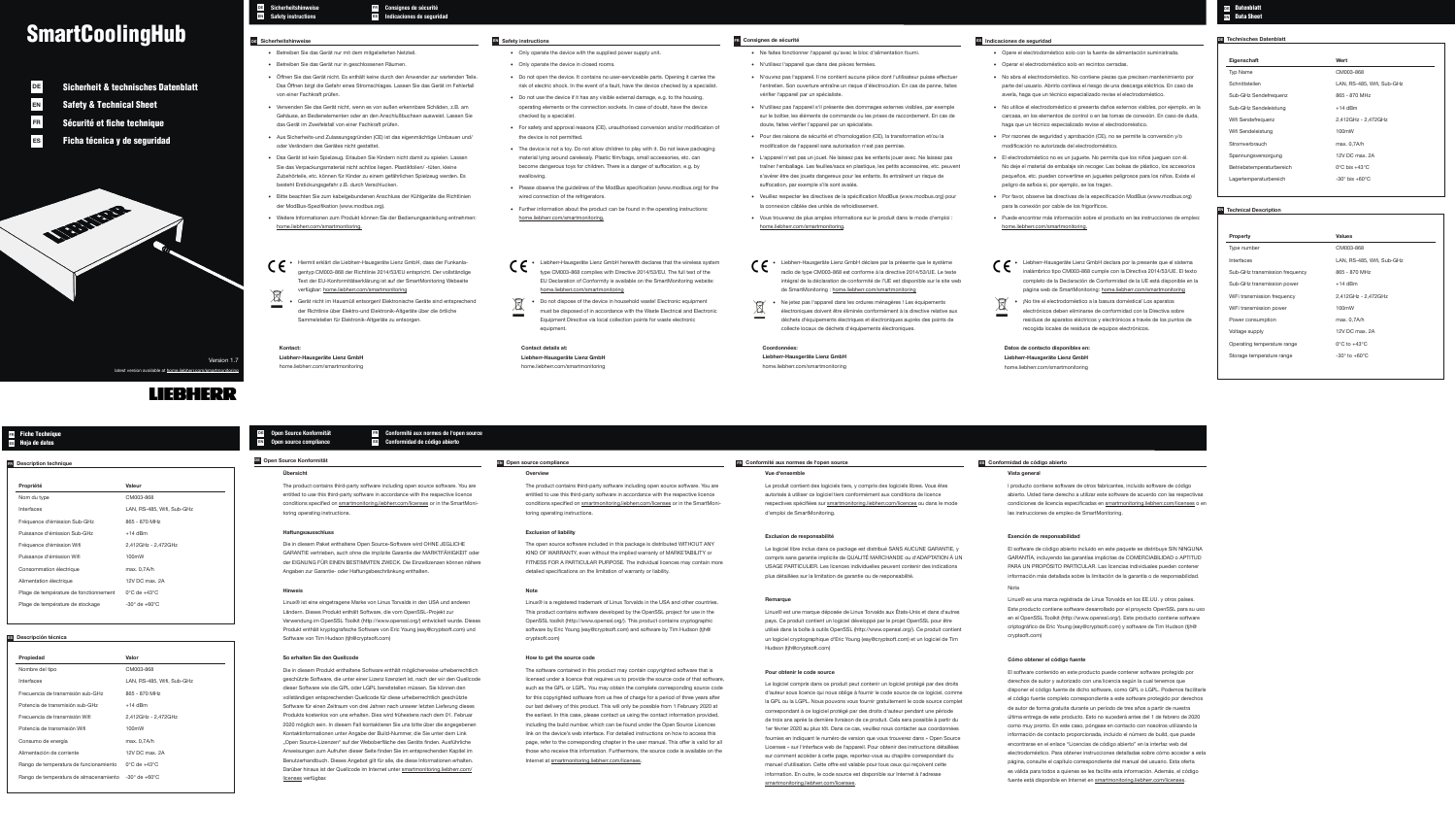# SmartCoolingHub

DE **Sicherheit & technisches Datenblatt**

EN **Safety & Technical Sheet**

FR **Sécurité et fiche technique**

ES **Ficha técnica y de seguridad**

Version 1.7

latest version available at home.liebherr.com/smartmonitoring

LIEBHERR

DE **Sicherheitshinweise** FR **Consignes de sécurité**
EN **Safety instructions** ES **Indicaciones de seguridad**

## DE Sicherheitshinweise

- Betreiben Sie das Gerät nur mit dem mitgelieferten Netzteil.
- Betreiben Sie das Gerät nur in geschlossenen Räumen.
- Öffnen Sie das Gerät nicht. Es enthält keine durch den Anwender zur wartenden Teile. Das Öffnen birgt die Gefahr eines Stromschlages. Lassen Sie das Gerät im Fehlerfall von einer Fachkraft prüfen.
- Verwenden Sie das Gerät nicht, wenn es von außen erkennbare Schäden, z.B. am Gehäuse, an Bedienelementen oder an den Anschlussbuchsen aufweist. Lassen Sie das Gerät im Zweifelsfall von einer Fachkraft prüfen.
- Aus Sicherheits-und Zulassungsgründen (CE) ist das eigenmächtige Umbauen und/ oder Verändern des Gerätes nicht gestattet.
- Das Gerät ist kein Spielzeug. Erlauben Sie Kindern nicht damit zu spielen. Lassen Sie das Verpackungsmaterial nicht achtlos liegen. Plastikfolien/ -tüten, kleine Zubehörteile, etc. können für Kinder zu einem gefährlichen Spielzeug werden. Es besteht Erstickungsgefahr z.B. durch Verschlucken.
- Bitte beachten Sie zum kabelgebundenen Anschluss der Kühlgeräte die Richtlinien der ModBus-Spezifikation (www.modbus.org).
- Weitere Informationen zum Produkt können Sie der Bedienungsanleitung entnehmen: home.liebherr.com/smartmonitoring.

- Hiermit erklärt die Liebherr-Hausgeräte Lienz GmbH, dass der Funkanlagentyp CM003-868 der Richtlinie 2014/53/EU entspricht. Der vollständige Text der EU-Konformitätserklärung ist unter der folgenden Internetadresse verfügbar: home.liebherr.com/smartmonitoring
- Gerät nicht im Hausmüll entsorgen! Elektronische Geräte sind entsprechend der Richtlinie über Elektro-und Elektronik-Altgeräte über die örtliche Sammelstellen für Elektronik-Altgeräte zu entsorgen.

**Kontakt:**
**Liebherr-Hausgeräte Lienz GmbH**
home.liebherr.com/smartmonitoring

## EN Safety instructions

- Only operate the device with the supplied power supply unit.
- Only operate the device in closed rooms.
- Do not open the device. It contains no user-serviceable parts. Opening it carries the risk of electric shock. In the event of a fault, have the device checked by a specialist.
- Do not use the device if it has any visible external damage, e.g. to the housing, operating elements or the connection sockets. In case of doubt, have the device checked by a specialist.
- For safety and approval reasons (CE), unauthorised conversion and/or modification of the device is not permitted.
- The device is not a toy. Do not allow children to play with it. Do not leave packaging material lying around carelessly. Plastic film/bags, small accessories, etc. can become dangerous toys for children. There is a danger of suffocation, e.g. by swallowing.
- Please observe the guidelines of the ModBus specification (www.modbus.org) for the wired connection of the refrigerators.
- Further information about the product can be found in the operating instructions: home.liebherr.com/smartmonitoring.

- Liebherr-Hausgeräte Lienz GmbH herewith declares that the wireless system type CM003-868 complies with Directive 2014/53/EU. The full text of the EU Declaration of Conformity is available on the SmartMonitoring website: home.liebherr.com/smartmonitoring
- Do not dispose of the device in household waste! Electronic equipment must be disposed of in accordance with the Waste Electrical and Electronic Equipment Directive via local collection points for waste electronic equipment.

**Contact details at:**
**Liebherr-Hausgeräte Lienz GmbH**
home.liebherr.com/smartmonitoring

## FR Consignes de sécurité

- Ne faites fonctionner l'appareil qu'avec le bloc d'alimentation fourni.
- N'utilisez l'appareil que dans des pièces fermées.
- N'ouvrez pas l'appareil. Il ne contient aucune pièce dont l'utilisateur pourrait effectuer l'entretien. Son ouverture entraîne un risque d'électrocution. En cas de panne, faites vérifier l'appareil par un spécialiste.
- N'utilisez pas l'appareil s'il présente des dommages externes visibles, par exemple sur le boîtier, les éléments de commande ou les prises de raccordement. En cas de doute, faites vérifier l'appareil par un spécialiste.
- Pour des raisons de sécurité et d'homologation (CE), la transformation et/ou la modification de l'appareil sans autorisation n'est pas permises.
- L'appareil n'est pas un jouet. Ne laissez pas les enfants jouer avec. Ne laissez pas traîner l'emballage. Les feuilles/sacs en plastique, les petits accessoires, etc. peuvent s'avérer être des jouets dangereux pour les enfants. Ils entraînent un risque de suffocation, par exemple s'ils sont avalés.
- Veuillez respecter les directives de la spécification ModBus (www.modbus.org) pour la connexion câblée des unités de refroidissement.
- Vous trouverez de plus amples informations sur le produit dans le mode d'emploi : home.liebherr.com/smartmonitoring.

- Liebherr-Hausgeräte Lienz GmbH déclare par la présente que le système radio de type CM003-868 est conforme à la directive 2014/53/UE. Le texte intégral de la déclaration de conformité de l'UE est disponible sur le site web de SmartMonitoring : home.liebherr.com/smartmonitoring
- Ne jetez pas l'appareil dans les ordures ménagères ! Les équipements électroniques doivent être éliminés conformément à la directive relative aux déchets d'équipements électriques et électroniques auprès des points de collecte locaux de déchets d'équipements électroniques.

**Coordonnées:**
**Liebherr-Hausgeräte Lienz GmbH**
home.liebherr.com/smartmonitoring

## ES Indicaciones de seguridad

- Opere el electrodoméstico sólo con la fuente de alimentación suministrada.
- Operar el electrodoméstico solo en recintos cerrados.
- No abra el electrodoméstico. No contiene piezas que precisen mantenimiento por parte del usuario. Abrirlo conlleva el riesgo de una descarga eléctrica. En caso de avería, haga que un técnico especializado revise el electrodoméstico.
- No utilice el electrodoméstico si presenta daños externos visibles, por ejemplo, en la carcasa, en los elementos de control o en las tomas de conexión. En caso de duda, haga que un técnico especializado revise el electrodoméstico.
- Por razones de seguridad y aprobación (CE), no se permite la conversión y/o modificación no autorizada del electrodoméstico.
- El electrodoméstico no es un juguete. No permita que los niños jueguen con él. No deje el material de embalaje sin recoger. Las bolsas de plástico, los accesorios pequeños, etc. pueden convertirse en juguetes peligrosos para los niños. Existe el peligro de asfixia si, por ejemplo, se los tragan.
- Por favor, observe las directivas de la especificación ModBus (www.modbus.org) para la conexión por cable de los frigoríficos.
- Puede encontrar más información sobre el producto en las instrucciones de empleo: home.liebherr.com/smartmonitoring.

- Liebherr-Hausgeräte Lienz GmbH declara por la presente que el sistema inalámbrico tipo CM003-868 cumple con la Directiva 2014/53/UE. El texto completo de la Declaración de Conformidad de la UE está disponible en la página web de SmartMonitoring: home.liebherr.com/smartmonitoring
- ¡No tire el electrodoméstico a la basura doméstica! Los aparatos electrónicos deben eliminarse de conformidad con la Directiva sobre residuos de aparatos eléctricos y electrónicos a través de los puntos de recogida locales de residuos de equipos electrónicos.

**Datos de contacto disponibles en:**
**Liebherr-Hausgeräte Lienz GmbH**
home.liebherr.com/smartmonitoring

DE **Datenblatt**
EN **Data Sheet**

## DE Technisches Datenblatt

| Eigenschaft | Wert |
|---|---|
| Typ Name | CM003-868 |
| Schnittstellen | LAN, RS-485, Wifi, Sub-GHz |
| Sub-GHz Sendefrequenz | 865 - 870 MHz |
| Sub-GHz Sendeleistung | +14 dBm |
| Wifi Sendefrequenz | 2,412GHz - 2,472GHz |
| Wifi Sendeleistung | 100mW |
| Stromverbrauch | max. 0,7A/h |
| Spannungsversorgung | 12V DC max. 2A |
| Betriebstemperaturbereich | 0°C bis +43°C |
| Lagertemperaturbereich | -30° bis +60°C |

## EN Technical Description

| Property | Values |
|---|---|
| Type number | CM003-868 |
| Interfaces | LAN, RS-485, Wifi, Sub-GHz |
| Sub-GHz transmission frequency | 865 - 870 MHz |
| Sub-GHz transmission power | +14 dBm |
| WiFi transmission frequency | 2,412GHz - 2,472GHz |
| WiFi transmission power | 100mW |
| Power consumption | max. 0,7A/h |
| Voltage supply | 12V DC max. 2A |
| Operating temperature range | 0°C to +43°C |
| Storage temperature range | -30° to +60°C |

FR **Fiche Technique**
ES **Hoja de datos**

## FR Description technique

| Propriété | Valeur |
|---|---|
| Nom du type | CM003-868 |
| Interfaces | LAN, RS-485, Wifi, Sub-GHz |
| Fréquence d'émission Sub-GHz | 865 - 870 MHz |
| Puissance d'émission Sub-GHz | +14 dBm |
| Fréquence d'émission Wifi | 2,412GHz - 2,472GHz |
| Puissance d'émission Wifi | 100mW |
| Consommation électrique | max. 0,7A/h |
| Alimentation électrique | 12V DC max. 2A |
| Plage de température de fonctionnement | 0°C de +43°C |
| Plage de température de stockage | -30° de +60°C |

## ES Descripción técnica

| Propiedad | Valor |
|---|---|
| Nombre del tipo | CM003-868 |
| Interfaces | LAN, RS-485, Wifi, Sub-GHz |
| Frecuencia de transmisión sub-GHz | 865 - 870 MHz |
| Potencia de transmisión sub-GHz | +14 dBm |
| Frecuencia de transmisión Wifi | 2,412GHz - 2,472GHz |
| Potencia de transmisión Wifi | 100mW |
| Consumo de energía | max. 0,7A/h |
| Alimentación de corriente | 12V DC max. 2A |
| Rango de temperatura de funcionamiento | 0°C de +43°C |
| Rango de temperatura de almacenamiento | -30° de +60°C |

DE **Open Source Konformität** FR **Conformité aux normes de l'open source**
EN **Open source compliance** ES **Conformidad de código abierto**

## DE Open Source Konformität

### Übersicht

The product contains third-party software including open source software. You are entitled to use this third-party software in accordance with the respective licence conditions specified on smartmonitoring.liebherr.com/licenses or in the SmartMonitoring operating instructions.

### Haftungsausschluss

Die in diesem Paket enthaltene Open Source-Software wird OHNE JEGLICHE GARANTIE vertrieben, auch ohne die implizite Garantie der MARKTFÄHIGKEIT oder der EIGNUNG FÜR EINEN BESTIMMTEN ZWECK. Die Einzellizenzen können nähere Angaben zur Garantie- oder Haftungsbeschränkung enthalten.

### Hinweis

Linux® ist eine eingetragene Marke von Linus Torvalds in den USA und anderen Ländern. Dieses Produkt enthält Software, die vom OpenSSL-Projekt zur Verwendung im OpenSSL Toolkit (http://www.openssl.org/) entwickelt wurde. Dieses Produkt enthält kryptografische Software von Eric Young (eay@cryptsoft.com) und Software von Tim Hudson (tjh@cryptsoft.com)

### So erhalten Sie den Quellcode

Die in diesem Produkt enthaltene Software enthält möglicherweise urheberrechtlich geschützte Software, die unter einer Lizenz lizenziert ist, nach der wir den Quellcode dieser Software wie die GPL oder LGPL bereitstellen müssen. Sie können den vollständigen entsprechenden Quellcode für diese urheberrechtlich geschützte Software für einen Zeitraum von drei Jahren nach unserer letzten Lieferung dieses Produkts kostenlos von uns erhalten. Dies wird frühestens nach dem 01. Februar 2020 möglich sein. In diesem Fall kontaktieren Sie uns bitte über die angegebenen Kontaktinformationen unter Angabe der Build-Nummer, die Sie unter dem Link „Open Source-Lizenzen" auf der Weboberfläche des Geräts finden. Ausführliche Anweisungen zum Aufrufen dieser Seite finden Sie im entsprechenden Kapitel im Benutzerhandbuch. Dieses Angebot gilt für alle, die diese Informationen erhalten. Darüber hinaus ist der Quellcode im Internet unter smartmonitoring.liebherr.com/licenses verfügbar.

## EN Open source compliance

### Overview

The product contains third-party software including open source software. You are entitled to use this third-party software in accordance with the respective licence conditions specified on smartmonitoring.liebherr.com/licenses or in the SmartMonitoring operating instructions.

### Exclusion of liability

The open source software included in this package is distributed WITHOUT ANY KIND OF WARRANTY, even without the implied warranty of MARKETABILITY or FITNESS FOR A PARTICULAR PURPOSE. The individual licences may contain more detailed specifications on the limitation of warranty or liability.

### Note

Linux® is a registered trademark of Linus Torvalds in the USA and other countries. This product contains software developed by the OpenSSL project for use in the OpenSSL toolkit (http://www.openssl.org/). This product contains cryptographic software by Eric Young (eay@cryptsoft.com) and software by Tim Hudson (tjh@cryptsoft.com)

### How to get the source code

The software contained in this product may contain copyrighted software that is licensed under a licence that requires us to provide the source code of that software, such as the GPL or LGPL. You may obtain the complete corresponding source code for this copyrighted software from us free of charge for a period of three years after our last delivery of this product. This will only be possible from 1 February 2020 at the earliest. In this case, please contact us using the contact information provided, including the build number, which can be found under the Open Source Licences link on the device's web interface. For detailed instructions on how to access this page, refer to the corresponding chapter in the user manual. This offer is valid for all those who receive this information. Furthermore, the source code is available on the Internet at smartmonitoring.liebherr.com/licenses.

## FR Conformité aux normes de l'open source

### Vue d'ensemble

Le produit contient des logiciels tiers, y compris des logiciels libres. Vous êtes autorisés à utiliser ce logiciel tiers conformément aux conditions de licence respectives spécifiées sur smartmonitoring.liebherr.com/licenses ou dans le mode d'emploi de SmartMonitoring.

### Exclusion de responsabilité

Le logiciel libre inclus dans ce package est distribué SANS AUCUNE GARANTIE, y compris sans garantie implicite de QUALITÉ MARCHANDE ou d'ADAPTATION À UN USAGE PARTICULIER. Les licences individuelles peuvent contenir des indications plus détaillées sur la limitation de garantie ou de responsabilité.

### Remarque

Linux® est une marque déposée de Linus Torvalds aux États-Unis et dans d'autres pays. Ce produit contient un logiciel développé par le projet OpenSSL pour être utilisé dans la boîte à outils OpenSSL (http://www.openssl.org/). Ce produit contient un logiciel cryptographique d'Eric Young (eay@cryptsoft.com) et un logiciel de Tim Hudson (tjh@cryptsoft.com)

### Pour obtenir le code source

Le logiciel compris dans ce produit peut contenir un logiciel protégé par des droits d'auteur sous licence qui nous oblige à fournir le code source de ce logiciel, comme la GPL ou la LGPL. Nous pouvons vous fournir gratuitement le code source complet correspondant à ce logiciel protégé par des droits d'auteur pendant une période de trois ans après la dernière livraison de ce produit. Cela sera possible à partir du 1er février 2020 au plus tôt. Dans ce cas, veuillez nous contacter aux coordonnées fournies en indiquant le numéro de version que vous trouverez dans « Open Source Licenses » sur l'interface web de l'appareil. Pour obtenir des instructions détaillées sur comment accéder à cette page, reportez-vous au chapitre correspondant du manuel d'utilisation. Cette offre est valable pour tous ceux qui reçoivent cette information. En outre, le code source est disponible sur Internet à l'adresse smartmonitoring.liebherr.com/licenses.

## ES Conformidad de código abierto

### Vista general

I producto contiene software de otros fabricantes, incluido software de código abierto. Usted tiene derecho a utilizar este software de acuerdo con las respectivas condiciones de licencia especificadas en smartmonitoring.liebherr.com/licenses o en las instrucciones de empleo de SmartMonitoring.

### Exención de responsabilidad

El software de código abierto incluido en este paquete se distribuye SIN NINGUNA GARANTÍA, incluyendo las garantías implícitas de COMERCIABILIDAD o APTITUD PARA UN PROPÓSITO PARTICULAR. Las licencias individuales pueden contener información más detallada sobre la limitación de la garantía o de responsabilidad.

Nota:

Linux® es una marca registrada de Linus Torvalds en los EE.UU. y otros países. Este producto contiene software desarrollado por el proyecto OpenSSL para su uso en el OpenSSL Toolkit (http://www.openssl.org/). Este producto contiene software criptográfico de Eric Young (eay@cryptsoft.com) y software de Tim Hudson (tjh@cryptsoft.com)

### Cómo obtener el código fuente

El software contenido en este producto puede contener software protegido por derechos de autor y autorizado con una licencia según la cual tenemos que disponer el código fuente de dicho software, como GPL o LGPL. Podemos facilitarle el código fuente completo correspondiente a este software protegido por derechos de autor de forma gratuita durante un periodo de tres años a partir de nuestra última entrega de este producto. Esto no sucederá antes del 1 de febrero de 2020 como muy pronto. En este caso, póngase en contacto con nosotros utilizando la información de contacto proporcionada, incluido el número de build, que puede encontrarse en el enlace "Licencias de código abierto" en la interfaz web del electrodoméstico. Para obtener instrucciones detalladas sobre cómo acceder a esta página, consulte el capítulo correspondiente del manual del usuario. Esta oferta es válida para todos los que reciben esta información. Además, el código fuente está disponible en Internet en smartmonitoring.liebherr.com/licenses.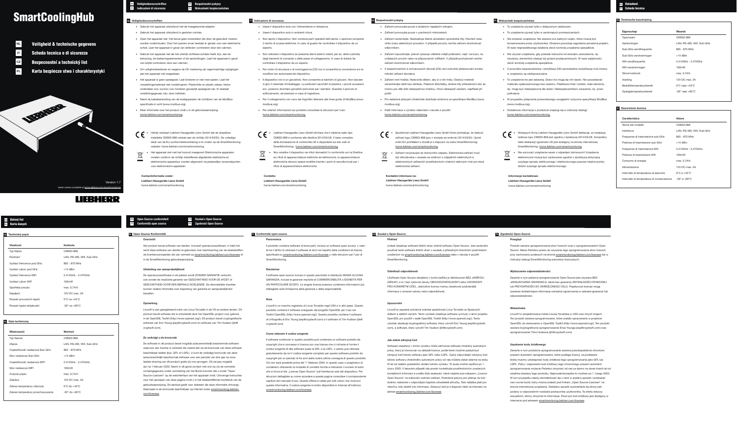# SmartCoolingHub

NL **Veiligheid & technische gegevens**

IT **Scheda tecnica e di sicurezza**

CZ **Bezpečnostní a technický list**

PL **Karta bezpieczeństwa i charakterystyki**

Version 1.7

latest version available at home.liebherr.com/smartmonitoring

LIEBHERR

NL **Veiligheidsvoorschriften** CZ **Bezpečnostní pokyny**
IT **Indicazioni di sicurezza** PL **Wskazówki bezpieczeństwa**

## NL Veiligheidsvoorschriften

- Gebruik het apparaat uitsluitend met de meegeleverde adapter.
- Gebruik het apparaat uitsluitend in gesloten ruimtes.
- Open het apparaat niet. Het bevat geen onderdelen die door de gebruiker moeten worden onderhouden. Door het openen ervan bestaat er gevaar voor een elektrische schok. Laat het apparaat in geval van defecten controleren door een vakman.
- Gebruik het apparaat niet als het uiterlijk zichtbare schade heeft, bijv. aan de behuizing, de bedieningselementen of de aansluitingen. Laat het apparaat in geval van twijfel controleren door een vakman.
- Om veiligheidsredenen en wegens de CE-markering zijn eigenmachtige wijzigingen aan het apparaat niet toegestaan.
- Het apparaat is geen speelgoed. Laat kinderen er niet mee spelen. Laat het verpakkingsmateriaal niet rondslingeren. Plasticfolie en plastic zakjes, kleine onderdelen enz. kunnen voor kinderen gevaarlijk speelgoed zijn. Er bestaat verstikkingsgevaar, bijv. door inslikken.
- Neem bij kabelaansluiting van de koelapparaten de richtlijnen van de ModBus-specificatie in acht (www.modbus.org).
- Meer informatie over het product vindt u in de gebruiksaanwijzing: home.liebherr.com/smartmonitoring

CE Hierbij verklaart Liebherr-Hausgeräte Lienz GmbH dat de draadloze installatie CM003-868 voldoet aan de richtlijn 2014/53/EU. De volledige tekst van de EU-conformiteitsverklaring is te vinden op de SmartMonitoring-website: home.liebherr.com/smartmonitoring

Het apparaat mag niet het huisvuil meegeven! Elektronische apparaten moeten conform de richtlijn betreffende afgedankte elektrische en elektronische apparatuur worden afgevoerd via plaatselijke verzamelpunten voor elektronische apparaten.

**Contactinformatie onder:**

**Liebherr-Hausgeräte Lienz GmbH**

home.liebherr.com/smartmonitoring

## IT Indicazioni di sicurezza

- Usare il dispositivo solo con l'alimentatore in dotazione.
- Usare il dispositivo solo in ambienti chiusi.
- Non aprire il dispositivo. Non contiene parti riparabili dall'utente. L'apertura comporta il rischio di scosse elettriche. In caso di guasto far controllare il dispositivo da un esperto.
- Non utilizzare il dispositivo se presenta danni esterni visibili, per es. della custodia, degli elementi di comando o delle prese di collegamento. In caso di dubbio far controllare il dispositivo da un esperto.
- Per motivi di sicurezza e di omologazione (CE) non è consentita la conversione e/o la modifica non autorizzata del dispositivo.
- Il dispositivo non è un giocattolo. Non consentire ai bambini di giocarci. Non lasciare in giro il materiale d'imballaggio. Le pellicole/i sacchetti di plastica, i piccoli accessori, ecc. possono diventare giocattoli pericolosi per i bambini. Sussiste il pericolo di soffocamento, ad esempio in caso di ingestione.
- Per il collegamento con cavo dei frigoriferi attenersi alle linee guida di ModBus (www.modbus.org).
- Per ulteriori informazioni sul prodotto consultare le istruzioni per l'uso: home.liebherr.com/smartmonitoring.

CE Liebherr-Hausgeräte Lienz GmbH dichiara che il sistema radio tipo CM003-868 è conforme alla direttiva 2014/53/UE. Il testo completo della dichiarazione di conformità UE è disponibile sul sito web di SmartMonitoring: home.liebherr.com/smartmonitoring

Non smaltire il dispositivo nei rifiuti domestici! In conformità con la Direttiva sui rifiuti di apparecchiature elettriche ed elettroniche, le apparecchiature elettroniche devono essere smaltite tramite i punti di raccolta locali per i rifiuti di apparecchiature elettroniche.

**Contatto:**

**Liebherr-Hausgeräte Lienz GmbH**

home.liebherr.com/smartmonitoring

## CZ Bezpečnostní pokyny

- Zařízení provozujte pouze s dodaným napájecím zdrojem.
- Zařízení provozujte pouze v uzavřených místnostech.
- Zařízení neotevírejte. Neobsahuje žádné uživatelem opravitelné díly. Otevření nese riziko úrazu elektrickým proudem. V případě poruchy nechte zařízení zkontrolovat odborníkem.
- Zařízení nepoužívejte, pokud vykazuje viditelné vnější poškození, např. na krytu, na ovládacích prvcích nebo na přípojovacích zdířkách. V případě pochybností nechte zařízení zkontrolovat odborníkem.
- Z bezpečnostních a schvalovacích důvodů (CE) není svévolné přestavování a/nebo měnění zařízení dovoleno.
- Zařízení není hračka. Nedovolte dětem, aby si s ním hrály. Obalový materiál nenechávejte ležet bez dohledu. Plastové fólie/sáčky, drobné díly příslušenství atd. se mohou pro děti stát nebezpečnou hračkou. Hrozí nebezpečí udušení, například při polití.
- Pro kabelové připojení chladniček dodržujte směrnice ze specifikace ModBus (www.modbus.org).
- Další informace o výrobku naleznete v návodu k použití: home.liebherr.com/smartmonitoring.

CE Společnost Liebherr-Hausgeräte Lienz GmbH tímto prohlašuje, že rádiová zařízení typu CM003-868 jsou v souladu se směrnicí 2014/53/EU. Úplné znění EU prohlášení o shodě je k dispozici na webu SmartMonitoring: home.liebherr.com/smartmonitoring

Zařízení nevyhazujte do domovního odpadu. Elektronická zařízení musí být zlikvidována v souladu se směrnicí o odpadních elektrických a elektronických zařízeních prostřednictvím místních sběrných míst pro stará elektronická zařízení.

**Kontaktní informace na:**

**Liebherr-Hausgeräte Lienz GmbH**

home.liebherr.com/smartmonitoring

## PL Wskazówki bezpieczeństwa

- To urządzenie używać tylko z dołączonym zasilaczem.
- To urządzenie używać tylko w zamkniętych pomieszczeniach.
- Nie otwierać urządzenia. Nie zawiera ono żadnych części, które muszą być konserwowane przez użytkownika. Otwarcie powoduje zagrożenie porażenia prądem. W razie nieprawidłowego działania zlecić kontrolę urządzenia specjaliście.
- Nie używać urządzenia, gdy posiada widoczne od zewnątrz uszkodzenia, np. obudowy, elementów obsługi lub gniazd przyłączeniowych. W razie wątpliwości zlecić kontrolę urządzenia specjaliście.
- Z powodów bezpieczeństwa i certyfikacji (CE) samodzielna modyfikacja i/lub zmiany w urządzeniu są niedopuszczalne.
- To urządzenie nie jest zabawką. Dzieci nie mogą się nim bawić. Nie pozostawiać materiałów opakowaniowego bez nadzoru. Plastikowe folie i torebki, małe elementy itp. mogą być niebezpieczne dla dzieci. Niebezpieczeństwo uduszenia, np. przez połknięcie.
- W przypadku połączenia przewodowego urządzeń chłodniczych przestrzegać wytycznych specyfikacji ModBus (www.modbus.org).
- Dodatkowe informacje o produkcie znajdują się w instrukcji obsługi: home.liebherr.com/smartmonitoring.

CE Niniejszym firma Liebherr-Hausgeräte Lienz GmbH deklaruje, że instalacja radiowa typu CM003-868 jest zgodna z dyrektywą 2014/53/UE. Kompletny tekst deklaracji zgodności UE jest dostępny na stronie internetowej SmartMonitoring: home.liebherr.com/smartmonitoring

Nie wyrzucać urządzenia razem z odpadami domowymi! Urządzenia elektroniczne muszą być utylizowane zgodnie z dyrektywą dotyczącą zużytego sprzętu elektrycznego i elektronicznego poprzez lokalne punkty zbiórki zużytego sprzętu elektronicznego.

**Informacje kontaktowe:**

**Liebherr-Hausgeräte Lienz GmbH**

home.liebherr.com/smartmonitoring

NL **Datasheet**
IT **Scheda tecnica**

## NL Technische beschrijving

| Eigenschap | Waarde |
|---|---|
| Typenaam | CM003-868 |
| Aansluitingen | LAN, RS-485, Wifi, Sub-GHz |
| Sub-GHz-zendfrequentie | 865 - 870 MHz |
| Sub-GHz-zendvermogen | +14 dBm |
| Wifi-zendfrequentie | 2,412GHz - 2,472GHz |
| Wifi-zendvermogen | 100mW |
| Stroomverbruik | max. 0,7A/h |
| Voeding | 12V DC max. 2A |
| Bedrijfstemperatuurbereik | 0°C naar +43°C |
| Opslagtemperatuurbereik | -30° naar +60°C |

## IT Descrizione tecnica

| Caratteristica | Valore |
|---|---|
| Nome del modello | CM003-868 |
| Interfacce | LAN, RS-485, WiFi, Sub-GHz |
| Frequenza di trasmissione sub-GHz | 865 - 870 MHz |
| Potenza di trasmissione sub-GHz | +14 dBm |
| Frequenza di trasmissione WiFi | 2,412GHz - 2,472GHz |
| Potenza di trasmissione Wifi | 100mW |
| Consumo di energia | max. 0,7A/h |
| Alimentazione | 12V DC max. 2A |
| Intervallo di temperatura di esercizio | 0°C a +43°C |
| Intervallo di temperatura di conservazione | -30° a +60°C |

CZ **Datový list**
PL **Karta danych**

## CZ Technický popis

| Vlastnost | Hodnota |
|---|---|
| Typ Název | CM003-868 |
| Rozhraní | LAN, RS-485, Wifi, Sub-GHz |
| Vysílací frekvence pod GHz | 865 - 870 MHz |
| Vysílací výkon pod GHz | +14 dBm |
| Vysílací frekvence WiFi | 2,412GHz - 2,472GHz |
| Vysílací výkon WiFi | 100mW |
| Spotřeba proudu | max. 0,7A/h |
| Napájení | 12V DC max. 2A |
| Rozsah provozních teplot | 0°C na +43°C |
| Rozsah teplot skladování | -30° na +60°C |

## PL Opis techniczny

| Właściwość | Wartość |
|---|---|
| Typ Nazwa | CM003-868 |
| Złącza | LAN, RS-485, Wifi, Sub-GHz |
| Częstotliwość nadawcza Sub-GHz | 865 - 870 MHz |
| Moc nadawcza Sub-GHz | +14 dBm |
| Częstotliwość nadawcza WiFi | 2,412GHz - 2,472GHz |
| Moc nadawcza WiFi | 100mW |
| Zużycie prądu | max. 0,7A/h |
| Zasilacz | 12V DC max. 2A |
| Zakres temperatury roboczej | 0°C do +43°C |
| Zakres temperatury przechowywania | -30° do +60°C |

NL **Open Source-conformiteit** CZ **Soulad s Open Source**
IT **Conformità open source** PL **Zgodność Open Source**

## NL Open Source Konformität

### Overzicht

Het product bevat software van derden, inclusief opensourcesoftware. U hebt het recht deze software van derden te gebruiken met inachtneming van de desbetreffende licentievoorwaarden die zijn vermeld op smartmonitoring.liebherr.com/licenses of in de SmartMonitoring-gebruiksaanwijzing.

### Uitsluiting van aansprakelijkheid

De opensourcesoftware in dit pakket wordt ZONDER GARANTIE verkocht, ook zonder de impliciete garantie van GESCHIKTHEID VOOR DE AFZET of GESCHIKTHEID VOOR EEN BEPAALD DOELEINDE. De afzonderlijke licenties kunnen nadere informatie over beperking van garantie en aansprakelijkheid bevatten.

### Opmerking

Linux® is een geregistreerd merk van Linus Torvalds in de VS en andere landen. Dit product bevat software die is ontwikkeld door het OpenSSL-project voor gebruik in de OpenSSL Toolkit (http://www.openssl.org/). Dit product bevat cryptografische software van Eric Young (eay@cryptsoft.com) en software van Tim Hudson (tjh@cryptsoft.com).

### Zo verkrijgt u de broncode

De software in dit product bevat mogelijk auteursrechtelijk beschermde software waarvoor een licentie is verstrekt die vereist dat wij de broncode van deze software beschikbaar stellen (bijv. GPL of LGPL). U kunt de volledige broncode van deze auteursrechtelijk beschermde software voor een periode van drie jaar na onze laatste levering van dit product gratis bij ons opvragen. Dit zal pas mogelijk zijn na 1 februari 2020. Neem in dit geval contact met ons op via de vermelde contactgegevens onder vermelding van het Build-nummer dat u onder "Open Source-Licenzen" op de webinterface van het apparaat vindt. Uitvoerige instructies voor het opvragen van deze pagina vindt u in het desbetreffende hoofdstuk van de gebruiksaanwijzing. Dit aanbod geldt voor iedereen die deze informatie ontvangt. Daarnaast is de broncode beschikbaar op internet onder smartmonitoring.liebherr.com/licenses.

## IT Conformità open source

### Panoramica

Il prodotto contiene software di terze parti, incluso un software open source. L'utente ha il diritto di utilizzare il software di terzi nel rispetto delle condizioni di licenza specificate su smartmonitoring.liebherr.com/licenses o nelle istruzioni per l'uso di SmartMonitoring.

### Disclaimer

Il software open source incluso in questo pacchetto è distribuito SENZA ALCUNA GARANZIA, incluse le garanzie implicite di COMMERCIABILITÀ o IDONEITÀ PER UN PARTICOLARE SCOPO. Le singole licenze possono contenere informazioni più dettagliate sulla limitazione della garanzia o della responsabilità.

### Nota

Linux® è un marchio registrato di Linus Torvalds negli USA e in altri paesi. Questo prodotto contiene il software sviluppato dal progetto OpenSSL per l'uso nel Toolkit OpenSSL (http://www.openssl.org/). Questo prodotto contiene il software di crittografia di Eric Young (eay@cryptsoft.com) e il software di Tim Hudson (tjh@cryptsoft.com)

### Come ottenere il codice sorgente

Il software contenuto in questo prodotto può contenere un software protetto da copyright che è concesso in licenza con una licenza che ci richiede di fornire il codice sorgente di tale software quale la GPL o la LGPL. L'utente può ottenere gratuitamente da noi il codice sorgente completo per questo software protetto da copyright per un periodo di tre anni dalla nostra ultima consegna di questo prodotto. Ciò non sarà possibile prima del 1° febbraio 2020. In questo caso vi preghiamo di contattarci utilizzando la modalità di contatto fornita e indicando il numero di build che si trova al link „Licenze Open Source" sull'interfaccia web del dispositivo. Per istruzioni dettagliate su come accedere a questa pagina consultare il corrispondente capitolo del manuale d'uso. Questa offerta è valida per tutti coloro che ricevono queste informazioni. Il codice sorgente è inoltre disponibile in Internet all'indirizzo smartmonitoring.liebherr.com/licenses.

## CZ Soulad s Open Source

### Přehled

Výrobek obsahuje software třetích stran včetně softwaru Open Source. Jste oprávněni používat tento software třetích stran v souladu s příslušnými licenčními podmínkami uvedenými na smartmonitoring.liebherr.com/licenses nebo v návodu k použití SmartMonitoring.

### Odmítnutí odpovědnosti

LSoftware Open Source obsažený v tomto balíčku je distribuován BEZ JAKÉKOLI ZÁRUKY, a to i bez výslovné záruky OBCHODOVATELNOSTI nebo VHODNOSTI PRO KONKRÉTNÍ ÚČEL. Jednotlivé licence mohou obsahovat podrobnější informace o omezení záruky nebo odpovědnosti.

### Upozornění

Linux® je zapsaná ochranná známka společnosti Linus Torvalds ve Spojených státech a dalších zemích. Tento výrobek obsahuje software vyvinutý v rámci projektu OpenSSL pro použití v sadě OpenSSL Toolkit (http://www.openssl.org/). Tento výrobek obsahuje kryptografický software, který vytvořil Eric Young (eay@cryptsoft.com), a software, který vytvořil Tim Hudson (tjh@cryptsoft.com)

### Jak získat zdrojový kód

Software obsažený v tomto výrobku může zahrnovat software chráněný autorskými právy, který je licencován na základě licence, podle které musíme poskytnout zdrojový kód tohoto softwaru jako GPL nebo LGPL. Úplný zdrojový kód tohoto softwaru chráněného autorskými právy od nás můžete získat zdarma na dobu tří let od našeho posledního dodání tohoto výrobku. To bude možné nejdříve po 1. únoru 2020. V takovém případě nás prosím kontaktujte prostřednictvím uvedených kontaktních informací a uveďte číslo sestavení, které najdete pod odkazem „Licence Open Source" na webovém rozhraní zařízení. Podrobné pokyny pro přístup na tuto stránku naleznete v odpovídající kapitole uživatelské příručky. Tato nabídka platí pro všechny, kdo obdrží tyto informace. Zdrojový kód je k dispozici také na internetu na adrese smartmonitoring.liebherr.com/licenses.

## PL Zgodność Open Source

### Przegląd

Produkt zawiera oprogramowanie stron trzecich wraz z oprogramowaniem Open Source. Macie Państwo prawo do używania tego oprogramowania stron trzecich przy zachowaniu podanych na stronie smartmonitoring.liebherr.com/licenses lub w instrukcji obsługi SmartMonitoring warunków licencyjnych.

### Wykluczenie odpowiedzialności

Zawarte w tym pakiecie oprogramowanie Open Source jest używane BEZ JAKIEJKOLWIEK GWARANCJI, także bez gwarancji ZBYWALNOŚCI RYNKOWEJ lub PRZYDATNOŚCI DO OKREŚLONEGO CELU. Pojedyncze licencje mogą zawierać dokładniejsze informacje odnośnie ograniczenia w zakresie gwarancji lub odpowiedzialności.

### Wskazówka

Linux® to zarejestrowana marka Linusa Torvaldsa w USA oraz innych krajach. Ten produkt zawiera oprogramowanie, które zostało opracowane w projekcie OpenSSL do stosowania w OpenSSL Toolkit (http://www.openssl.org/). Ten produkt zawiera kryptograficzne oprogramowanie Erica Younga (eay@cryptsoft.com) oraz oprogramowanie Tima Hudsona (tjh@cryptsoft.com)

### Uzyskanie kodu źródłowego

Zawarte w tym produkcie oprogramowanie zawiera prawdopodobnie chronione prawem autorskim oprogramowanie, które podlega licencji, na podstawie której musimy udostępniać kody źródłowe tego oprogramowania jako GPL lub LGPL. Pełny i odpowiedni kod źródłowy tego chronionego prawem autorskim oprogramowania możecie Państwo otrzymać od nas za darmo na okres trzech lat od ostatniej dostawy tego produktu. Najwcześniej będzie to możliwe po 1. lutego 2020. W tym przypadku należy skontaktować się z nami w podany sposób i przekazać nam numer build, który można znaleźć pod linkiem „Open Source-Lizenzen" na stronie internetowej urządzenia. Dokładny sposób wyświetlania tej strony jest podany w odpowiednim rozdziale podręcznika użytkownika. Ta oferta dotyczy wszystkich, którzy otrzymali te informacje. Poza tym kod źródłowy jest dostępny w internecie pod adresem smartmonitoring.liebherr.com/licenses